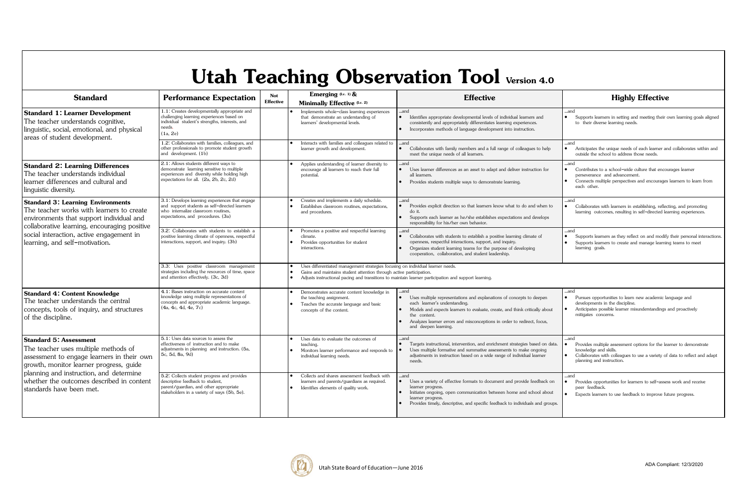# Utah Teaching Observation Tool Version 4.0

| Standard | Performance Expectation | Not Effective | Emerging (Lv. 1) & Minimally Effective (Lv. 2) | Effective | Highly Effective |
|---|---|---|---|---|---|
| **Standard 1: Learner Development** The teacher understands cognitive, linguistic, social, emotional, and physical areas of student development. | 1.1: Creates developmentally appropriate and challenging learning experiences based on individual student's strengths, interests, and needs. (1a, 2e) | | • Implements whole-class learning experiences that demonstrate an understanding of learners' developmental levels. | ...and • Identifies appropriate developmental levels of individual learners and consistently and appropriately differentiates learning experiences. • Incorporates methods of language development into instruction. | ...and • Supports learners in setting and meeting their own learning goals aligned to their diverse learning needs. |
| | 1.2: Collaborates with families, colleagues, and other professionals to promote student growth and development. (1b) | | • Interacts with families and colleagues related to learner growth and development. | ...and • Collaborates with family members and a full range of colleagues to help meet the unique needs of all learners. | ...and • Anticipates the unique needs of each learner and collaborates within and outside the school to address those needs. |
| **Standard 2: Learning Differences** The teacher understands individual learner differences and cultural and linguistic diversity. | 2.1: Allows students different ways to demonstrate learning sensitive to multiple experiences and diversity while holding high expectations for all. (2a, 2b, 2c, 2d) | | • Applies understanding of learner diversity to encourage all learners to reach their full potential. | ...and • Uses learner differences as an asset to adapt and deliver instruction for all learners. • Provides students multiple ways to demonstrate learning. | ...and • Contributes to a school-wide culture that encourages learner perseverance and advancement. • Connects multiple perspectives and encourages learners to learn from each other. |
| **Standard 3: Learning Environments** The teacher works with learners to create environments that support individual and collaborative learning, encouraging positive social interaction, active engagement in learning, and self-motivation. | 3.1: Develops learning experiences that engage and support students as self-directed learners who internalize classroom routines, expectations, and procedures. (3a) | | • Creates and implements a daily schedule. • Establishes classroom routines, expectations, and procedures. | ...and • Provides explicit direction so that learners know what to do and when to do it. • Supports each learner as he/she establishes expectations and develops responsibility for his/her own behavior. | ...and • Collaborates with learners in establishing, reflecting, and promoting learning outcomes, resulting in self-directed learning experiences. |
| | 3.2: Collaborates with students to establish a positive learning climate of openness, respectful interactions, support, and inquiry. (3b) | | • Promotes a positive and respectful learning climate. • Provides opportunities for student interactions. | ...and • Collaborates with students to establish a positive learning climate of openness, respectful interactions, support, and inquiry. • Organizes student learning teams for the purpose of developing cooperation, collaboration, and student leadership. | ...and • Supports learners as they reflect on and modify their personal interactions. • Supports learners to create and manage learning teams to meet learning goals. |
| | 3.3: Uses positive classroom management strategies including the resources of time, space and attention effectively. (3c, 3d) | | • Uses differentiated management strategies focusing on individual learner needs. • Gains and maintains student attention through active participation. • Adjusts instructional pacing and transitions to maintain learner participation and support learning. | | |
| **Standard 4: Content Knowledge** The teacher understands the central concepts, tools of inquiry, and structures of the discipline. | 4.1: Bases instruction on accurate content knowledge using multiple representations of concepts and appropriate academic language. (4a, 4c, 4d, 4e, 7c) | | • Demonstrates accurate content knowledge in the teaching assignment. • Teaches the accurate language and basic concepts of the content. | ...and • Uses multiple representations and explanations of concepts to deepen each learner's understanding. • Models and expects learners to evaluate, create, and think critically about the content. • Analyzes learner errors and misconceptions in order to redirect, focus, and deepen learning. | ...and • Pursues opportunities to learn new academic language and developments in the discipline. • Anticipates possible learner misunderstandings and proactively mitigates concerns. |
| **Standard 5: Assessment** The teacher uses multiple methods of assessment to engage learners in their own growth, monitor learner progress, guide planning and instruction, and determine whether the outcomes described in content standards have been met. | 5.1: Uses data sources to assess the effectiveness of instruction and to make adjustments in planning and instruction. (5a, 5c, 5d, 8a, 9d) | | • Uses data to evaluate the outcomes of teaching. • Monitors learner performance and responds to individual learning needs. | ...and • Targets instructional, intervention, and enrichment strategies based on data. • Uses multiple formative and summative assessments to make ongoing adjustments in instruction based on a wide range of individual learner needs. | ...and • Provides multiple assessment options for the learner to demonstrate knowledge and skills. • Collaborates with colleagues to use a variety of data to reflect and adapt planning and instruction. |
| | 5.2: Collects student progress and provides descriptive feedback to student, parent/guardian, and other appropriate stakeholders in a variety of ways (5b, 5e). | | • Collects and shares assessment feedback with learners and parents/guardians as required. • Identifies elements of quality work. | ...and • Uses a variety of effective formats to document and provide feedback on learner progress. • Initiates ongoing, open communication between home and school about learner progress. • Provides timely, descriptive, and specific feedback to individuals and groups. | ...and • Provides opportunities for learners to self-assess work and receive peer feedback. • Expects learners to use feedback to improve future progress. |

Utah State Board of Education—June 2016

ADA Compliant: 12/3/2020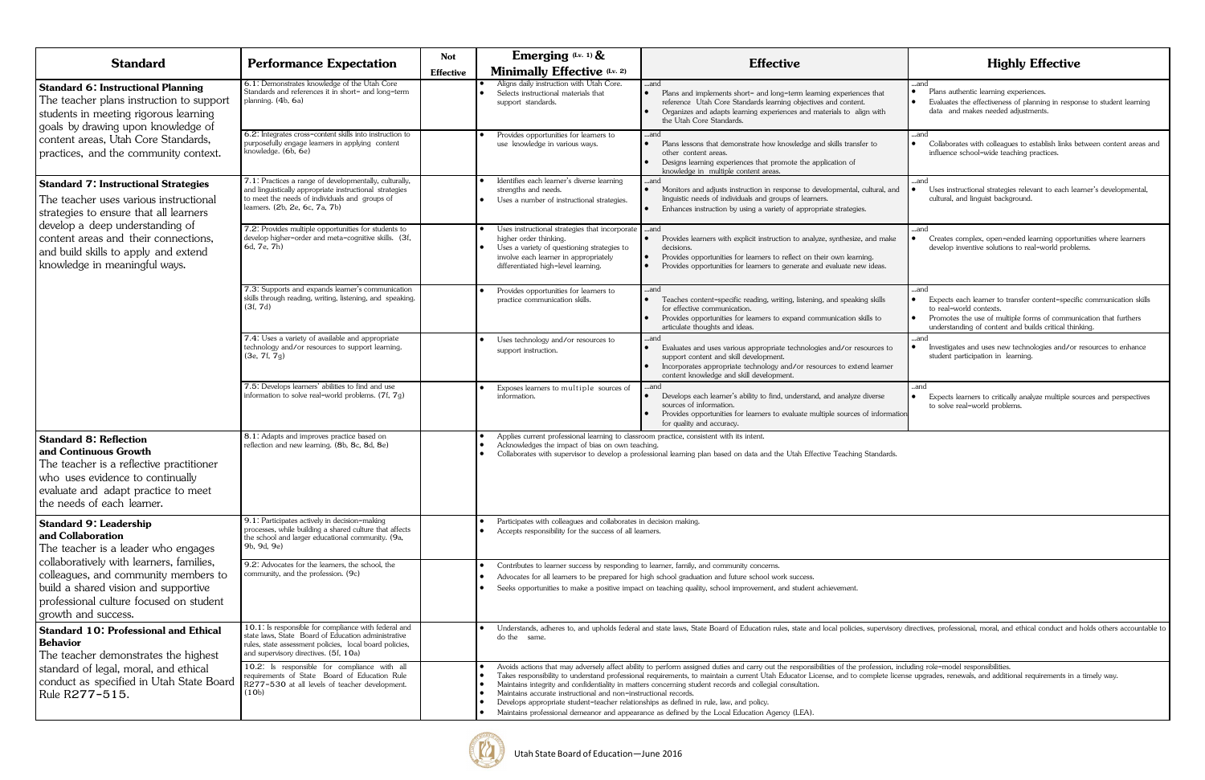| Standard | Performance Expectation | Not Effective | Emerging (Lv. 1) & Minimally Effective (Lv. 2) | Effective | Highly Effective |
|---|---|---|---|---|---|
| **Standard 6: Instructional Planning** The teacher plans instruction to support students in meeting rigorous learning goals by drawing upon knowledge of content areas, Utah Core Standards, practices, and the community context. | 6.1: Demonstrates knowledge of the Utah Core Standards and references it in short- and long-term planning. (4b, 6a) | | • Aligns daily instruction with Utah Core. • Selects instructional materials that support standards. | ...and • Plans and implements short- and long-term learning experiences that reference Utah Core Standards learning objectives and content. • Organizes and adapts learning experiences and materials to align with the Utah Core Standards. | ...and • Plans authentic learning experiences. • Evaluates the effectiveness of planning in response to student learning data and makes needed adjustments. |
| | 6.2: Integrates cross-content skills into instruction to purposefully engage learners in applying content knowledge. (6b, 6e) | | • Provides opportunities for learners to use knowledge in various ways. | ...and • Plans lessons that demonstrate how knowledge and skills transfer to other content areas. • Designs learning experiences that promote the application of knowledge in multiple content areas. | ...and • Collaborates with colleagues to establish links between content areas and influence school-wide teaching practices. |
| **Standard 7: Instructional Strategies** The teacher uses various instructional strategies to ensure that all learners develop a deep understanding of content areas and their connections, and build skills to apply and extend knowledge in meaningful ways. | 7.1: Practices a range of developmentally, culturally, and linguistically appropriate instructional strategies to meet the needs of individuals and groups of learners. (2b, 2e, 6c, 7a, 7b) | | • Identifies each learner's diverse learning strengths and needs. • Uses a number of instructional strategies. | ...and • Monitors and adjusts instruction in response to developmental, cultural, and linguistic needs of individuals and groups of learners. • Enhances instruction by using a variety of appropriate strategies. | ...and • Uses instructional strategies relevant to each learner's developmental, cultural, and linguist background. |
| | 7.2: Provides multiple opportunities for students to develop higher-order and meta-cognitive skills. (3f, 6d, 7e, 7h) | | • Uses instructional strategies that incorporate higher order thinking. • Uses a variety of questioning strategies to involve each learner in appropriately differentiated high-level learning. | ...and • Provides learners with explicit instruction to analyze, synthesize, and make decisions. • Provides opportunities for learners to reflect on their own learning. • Provides opportunities for learners to generate and evaluate new ideas. | ...and • Creates complex, open-ended learning opportunities where learners develop inventive solutions to real-world problems. |
| | 7.3: Supports and expands learner's communication skills through reading, writing, listening, and speaking. (3f, 7d) | | • Provides opportunities for learners to practice communication skills. | ...and • Teaches content-specific reading, writing, listening, and speaking skills for effective communication. • Provides opportunities for learners to expand communication skills to articulate thoughts and ideas. | ...and • Expects each learner to transfer content-specific communication skills to real-world contexts. • Promotes the use of multiple forms of communication that furthers understanding of content and builds critical thinking. |
| | 7.4: Uses a variety of available and appropriate technology and/or resources to support learning. (3e, 7f, 7g) | | • Uses technology and/or resources to support instruction. | ...and • Evaluates and uses various appropriate technologies and/or resources to support content and skill development. • Incorporates appropriate technology and/or resources to extend learner content knowledge and skill development. | ...and • Investigates and uses new technologies and/or resources to enhance student participation in learning. |
| | 7.5: Develops learners' abilities to find and use information to solve real-world problems. (7f, 7g) | | • Exposes learners to multiple sources of information. | ...and • Develops each learner's ability to find, understand, and analyze diverse sources of information. • Provides opportunities for learners to evaluate multiple sources of information for quality and accuracy. | ...and • Expects learners to critically analyze multiple sources and perspectives to solve real-world problems. |
| **Standard 8: Reflection and Continuous Growth** The teacher is a reflective practitioner who uses evidence to continually evaluate and adapt practice to meet the needs of each learner. | 8.1: Adapts and improves practice based on reflection and new learning. (8b, 8c, 8d, 8e) | | • Applies current professional learning to classroom practice, consistent with its intent. • Acknowledges the impact of bias on own teaching. • Collaborates with supervisor to develop a professional learning plan based on data and the Utah Effective Teaching Standards. | | |
| **Standard 9: Leadership and Collaboration** The teacher is a leader who engages collaboratively with learners, families, colleagues, and community members to build a shared vision and supportive professional culture focused on student growth and success. | 9.1: Participates actively in decision-making processes, while building a shared culture that affects the school and larger educational community. (9a, 9b, 9d, 9e) | | • Participates with colleagues and collaborates in decision making. • Accepts responsibility for the success of all learners. | | |
| | 9.2: Advocates for the learners, the school, the community, and the profession. (9c) | | • Contributes to learner success by responding to learner, family, and community concerns. • Advocates for all learners to be prepared for high school graduation and future school work success. • Seeks opportunities to make a positive impact on teaching quality, school improvement, and student achievement. | | |
| **Standard 10: Professional and Ethical Behavior** The teacher demonstrates the highest standard of legal, moral, and ethical conduct as specified in Utah State Board Rule R277-515. | 10.1: Is responsible for compliance with federal and state laws, State Board of Education administrative rules, state assessment policies, local board policies, and supervisory directives. (5f, 10a) | | • Understands, adheres to, and upholds federal and state laws, State Board of Education rules, state and local policies, supervisory directives, professional, moral, and ethical conduct and holds others accountable to do the same. | | |
| | 10.2: Is responsible for compliance with all requirements of State Board of Education Rule R277-530 at all levels of teacher development. (10b) | | • Avoids actions that may adversely affect ability to perform assigned duties and carry out the responsibilities of the profession, including role-model responsibilities. • Takes responsibility to understand professional requirements, to maintain a current Utah Educator License, and to complete license upgrades, renewals, and additional requirements in a timely way. • Maintains integrity and confidentiality in matters concerning student records and collegial consultation. • Maintains accurate instructional and non-instructional records. • Develops appropriate student-teacher relationships as defined in rule, law, and policy. • Maintains professional demeanor and appearance as defined by the Local Education Agency (LEA). | | |

Utah State Board of Education—June 2016